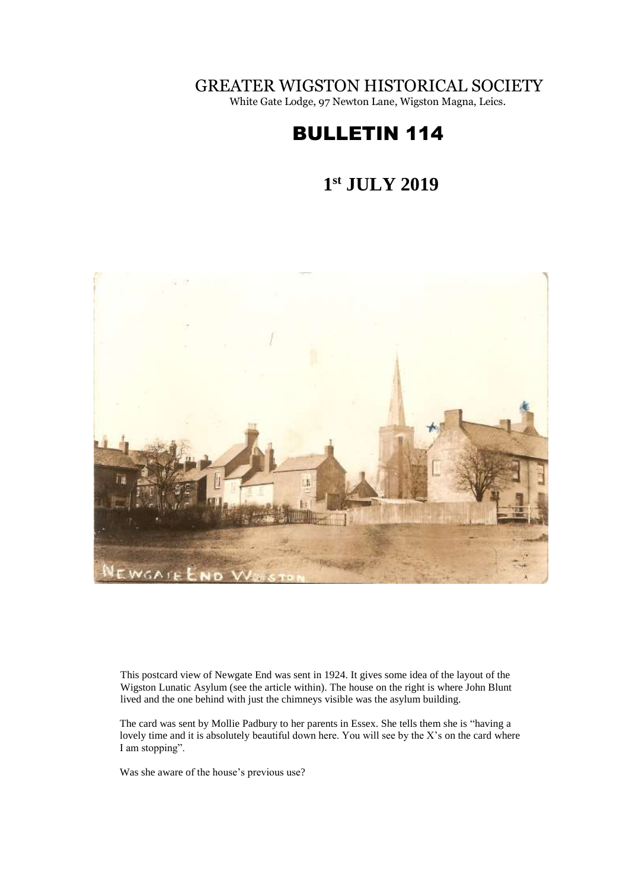# GREATER WIGSTON HISTORICAL SOCIETY

White Gate Lodge, 97 Newton Lane, Wigston Magna, Leics.

# BULLETIN 114

## 1st JULY 2019

This postcard view of Newgate End was sent in 1924. It gives some idea of the layout of the Wigston Lunatic Asylum (see the article within). The house on the right is where John Blunt lived and the one behind with just the chimneys visible was the asylum building.

The card was sent by Mollie Padbury to her parents in Essex. She tells them she is "having a lovely time and it is absolutely beautiful down here. You will see by the X's on the card where I am stopping".

Was she aware of the house's previous use?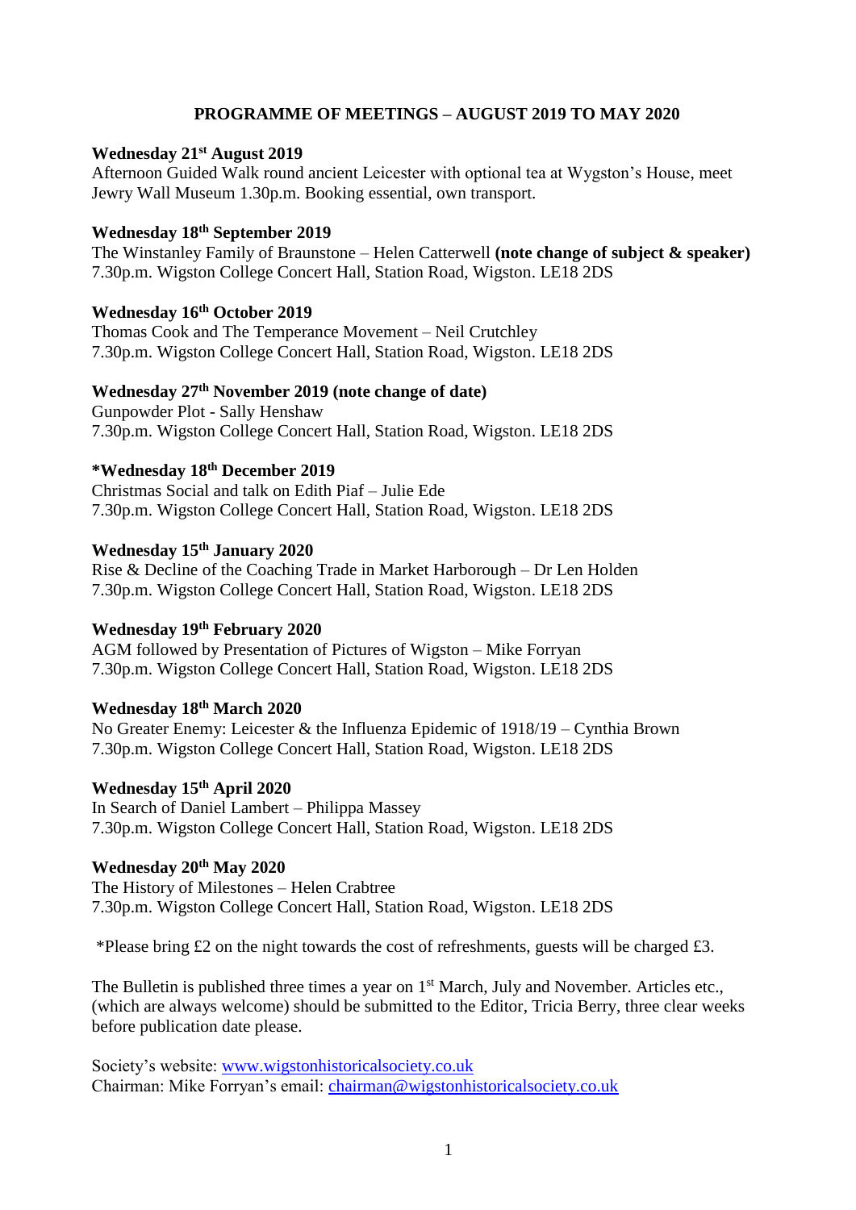## PROGRAMME OF MEETINGS – AUGUST 2019 TO MAY 2020

**Wednesday 21st August 2019**
Afternoon Guided Walk round ancient Leicester with optional tea at Wygston's House, meet Jewry Wall Museum 1.30p.m. Booking essential, own transport.

**Wednesday 18th September 2019**
The Winstanley Family of Braunstone – Helen Catterwell **(note change of subject & speaker)**
7.30p.m. Wigston College Concert Hall, Station Road, Wigston. LE18 2DS

**Wednesday 16th October 2019**
Thomas Cook and The Temperance Movement – Neil Crutchley
7.30p.m. Wigston College Concert Hall, Station Road, Wigston. LE18 2DS

**Wednesday 27th November 2019 (note change of date)**
Gunpowder Plot - Sally Henshaw
7.30p.m. Wigston College Concert Hall, Station Road, Wigston. LE18 2DS

***Wednesday 18th December 2019**
Christmas Social and talk on Edith Piaf – Julie Ede
7.30p.m. Wigston College Concert Hall, Station Road, Wigston. LE18 2DS

**Wednesday 15th January 2020**
Rise & Decline of the Coaching Trade in Market Harborough – Dr Len Holden
7.30p.m. Wigston College Concert Hall, Station Road, Wigston. LE18 2DS

**Wednesday 19th February 2020**
AGM followed by Presentation of Pictures of Wigston – Mike Forryan
7.30p.m. Wigston College Concert Hall, Station Road, Wigston. LE18 2DS

**Wednesday 18th March 2020**
No Greater Enemy: Leicester & the Influenza Epidemic of 1918/19 – Cynthia Brown
7.30p.m. Wigston College Concert Hall, Station Road, Wigston. LE18 2DS

**Wednesday 15th April 2020**
In Search of Daniel Lambert – Philippa Massey
7.30p.m. Wigston College Concert Hall, Station Road, Wigston. LE18 2DS

**Wednesday 20th May 2020**
The History of Milestones – Helen Crabtree
7.30p.m. Wigston College Concert Hall, Station Road, Wigston. LE18 2DS

*Please bring £2 on the night towards the cost of refreshments, guests will be charged £3.

The Bulletin is published three times a year on 1st March, July and November. Articles etc., (which are always welcome) should be submitted to the Editor, Tricia Berry, three clear weeks before publication date please.

Society's website: [www.wigstonhistoricalsociety.co.uk](http://www.wigstonhistoricalsociety.co.uk)
Chairman: Mike Forryan's email: [chairman@wigstonhistoricalsociety.co.uk](mailto:chairman@wigstonhistoricalsociety.co.uk)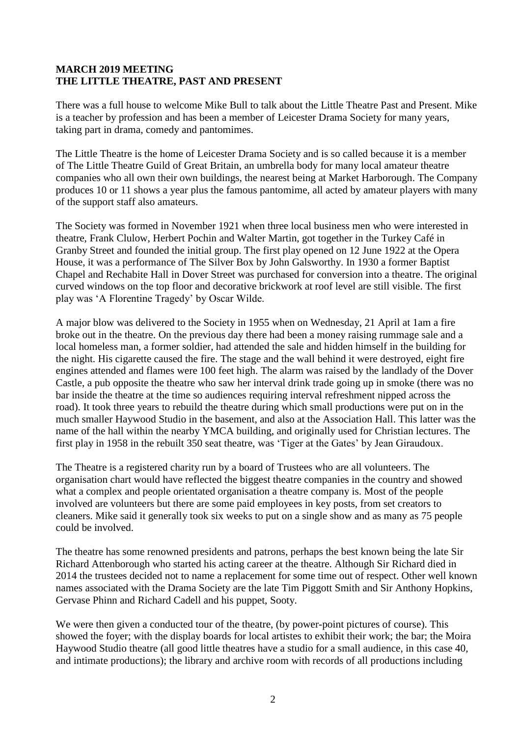**MARCH 2019 MEETING**
**THE LITTLE THEATRE, PAST AND PRESENT**

There was a full house to welcome Mike Bull to talk about the Little Theatre Past and Present. Mike is a teacher by profession and has been a member of Leicester Drama Society for many years, taking part in drama, comedy and pantomimes.

The Little Theatre is the home of Leicester Drama Society and is so called because it is a member of The Little Theatre Guild of Great Britain, an umbrella body for many local amateur theatre companies who all own their own buildings, the nearest being at Market Harborough. The Company produces 10 or 11 shows a year plus the famous pantomime, all acted by amateur players with many of the support staff also amateurs.

The Society was formed in November 1921 when three local business men who were interested in theatre, Frank Clulow, Herbert Pochin and Walter Martin, got together in the Turkey Café in Granby Street and founded the initial group. The first play opened on 12 June 1922 at the Opera House, it was a performance of The Silver Box by John Galsworthy. In 1930 a former Baptist Chapel and Rechabite Hall in Dover Street was purchased for conversion into a theatre. The original curved windows on the top floor and decorative brickwork at roof level are still visible. The first play was 'A Florentine Tragedy' by Oscar Wilde.

A major blow was delivered to the Society in 1955 when on Wednesday, 21 April at 1am a fire broke out in the theatre. On the previous day there had been a money raising rummage sale and a local homeless man, a former soldier, had attended the sale and hidden himself in the building for the night. His cigarette caused the fire. The stage and the wall behind it were destroyed, eight fire engines attended and flames were 100 feet high. The alarm was raised by the landlady of the Dover Castle, a pub opposite the theatre who saw her interval drink trade going up in smoke (there was no bar inside the theatre at the time so audiences requiring interval refreshment nipped across the road). It took three years to rebuild the theatre during which small productions were put on in the much smaller Haywood Studio in the basement, and also at the Association Hall. This latter was the name of the hall within the nearby YMCA building, and originally used for Christian lectures. The first play in 1958 in the rebuilt 350 seat theatre, was 'Tiger at the Gates' by Jean Giraudoux.

The Theatre is a registered charity run by a board of Trustees who are all volunteers. The organisation chart would have reflected the biggest theatre companies in the country and showed what a complex and people orientated organisation a theatre company is. Most of the people involved are volunteers but there are some paid employees in key posts, from set creators to cleaners. Mike said it generally took six weeks to put on a single show and as many as 75 people could be involved.

The theatre has some renowned presidents and patrons, perhaps the best known being the late Sir Richard Attenborough who started his acting career at the theatre. Although Sir Richard died in 2014 the trustees decided not to name a replacement for some time out of respect. Other well known names associated with the Drama Society are the late Tim Piggott Smith and Sir Anthony Hopkins, Gervase Phinn and Richard Cadell and his puppet, Sooty.

We were then given a conducted tour of the theatre, (by power-point pictures of course). This showed the foyer; with the display boards for local artistes to exhibit their work; the bar; the Moira Haywood Studio theatre (all good little theatres have a studio for a small audience, in this case 40, and intimate productions); the library and archive room with records of all productions including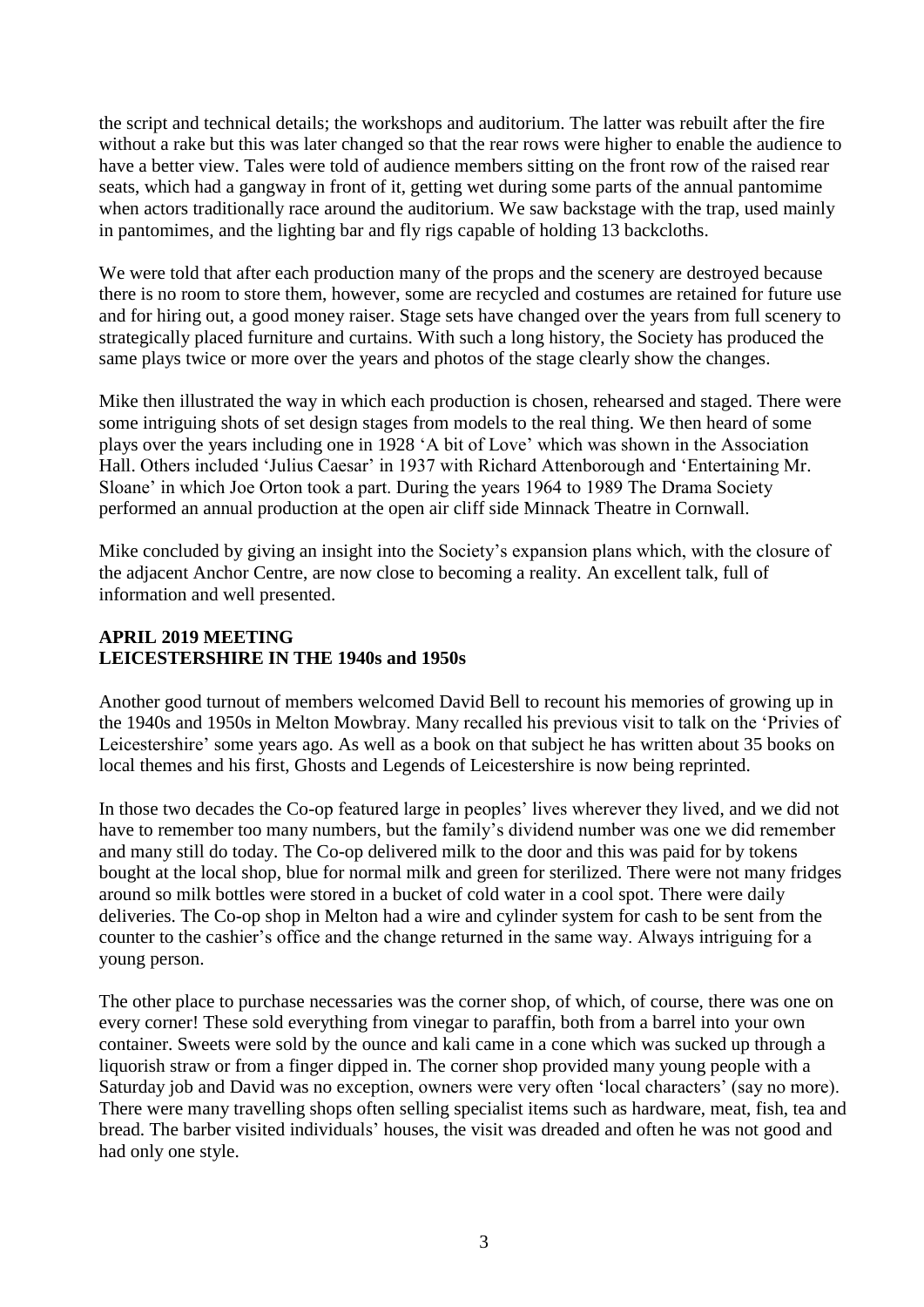the script and technical details; the workshops and auditorium. The latter was rebuilt after the fire without a rake but this was later changed so that the rear rows were higher to enable the audience to have a better view. Tales were told of audience members sitting on the front row of the raised rear seats, which had a gangway in front of it, getting wet during some parts of the annual pantomime when actors traditionally race around the auditorium. We saw backstage with the trap, used mainly in pantomimes, and the lighting bar and fly rigs capable of holding 13 backcloths.

We were told that after each production many of the props and the scenery are destroyed because there is no room to store them, however, some are recycled and costumes are retained for future use and for hiring out, a good money raiser. Stage sets have changed over the years from full scenery to strategically placed furniture and curtains. With such a long history, the Society has produced the same plays twice or more over the years and photos of the stage clearly show the changes.

Mike then illustrated the way in which each production is chosen, rehearsed and staged. There were some intriguing shots of set design stages from models to the real thing. We then heard of some plays over the years including one in 1928 'A bit of Love' which was shown in the Association Hall. Others included 'Julius Caesar' in 1937 with Richard Attenborough and 'Entertaining Mr. Sloane' in which Joe Orton took a part. During the years 1964 to 1989 The Drama Society performed an annual production at the open air cliff side Minnack Theatre in Cornwall.

Mike concluded by giving an insight into the Society's expansion plans which, with the closure of the adjacent Anchor Centre, are now close to becoming a reality. An excellent talk, full of information and well presented.

**APRIL 2019 MEETING**
**LEICESTERSHIRE IN THE 1940s and 1950s**

Another good turnout of members welcomed David Bell to recount his memories of growing up in the 1940s and 1950s in Melton Mowbray. Many recalled his previous visit to talk on the 'Privies of Leicestershire' some years ago. As well as a book on that subject he has written about 35 books on local themes and his first, Ghosts and Legends of Leicestershire is now being reprinted.

In those two decades the Co-op featured large in peoples' lives wherever they lived, and we did not have to remember too many numbers, but the family's dividend number was one we did remember and many still do today. The Co-op delivered milk to the door and this was paid for by tokens bought at the local shop, blue for normal milk and green for sterilized. There were not many fridges around so milk bottles were stored in a bucket of cold water in a cool spot. There were daily deliveries. The Co-op shop in Melton had a wire and cylinder system for cash to be sent from the counter to the cashier's office and the change returned in the same way. Always intriguing for a young person.

The other place to purchase necessaries was the corner shop, of which, of course, there was one on every corner! These sold everything from vinegar to paraffin, both from a barrel into your own container. Sweets were sold by the ounce and kali came in a cone which was sucked up through a liquorish straw or from a finger dipped in. The corner shop provided many young people with a Saturday job and David was no exception, owners were very often 'local characters' (say no more). There were many travelling shops often selling specialist items such as hardware, meat, fish, tea and bread. The barber visited individuals' houses, the visit was dreaded and often he was not good and had only one style.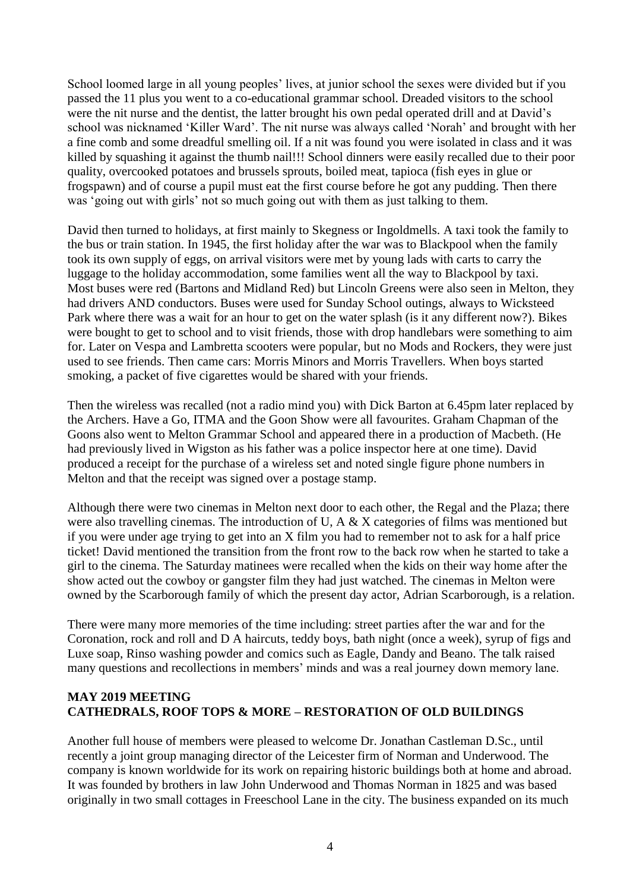School loomed large in all young peoples' lives, at junior school the sexes were divided but if you passed the 11 plus you went to a co-educational grammar school. Dreaded visitors to the school were the nit nurse and the dentist, the latter brought his own pedal operated drill and at David's school was nicknamed 'Killer Ward'. The nit nurse was always called 'Norah' and brought with her a fine comb and some dreadful smelling oil. If a nit was found you were isolated in class and it was killed by squashing it against the thumb nail!!! School dinners were easily recalled due to their poor quality, overcooked potatoes and brussels sprouts, boiled meat, tapioca (fish eyes in glue or frogspawn) and of course a pupil must eat the first course before he got any pudding. Then there was 'going out with girls' not so much going out with them as just talking to them.

David then turned to holidays, at first mainly to Skegness or Ingoldmells. A taxi took the family to the bus or train station. In 1945, the first holiday after the war was to Blackpool when the family took its own supply of eggs, on arrival visitors were met by young lads with carts to carry the luggage to the holiday accommodation, some families went all the way to Blackpool by taxi. Most buses were red (Bartons and Midland Red) but Lincoln Greens were also seen in Melton, they had drivers AND conductors. Buses were used for Sunday School outings, always to Wicksteed Park where there was a wait for an hour to get on the water splash (is it any different now?). Bikes were bought to get to school and to visit friends, those with drop handlebars were something to aim for. Later on Vespa and Lambretta scooters were popular, but no Mods and Rockers, they were just used to see friends. Then came cars: Morris Minors and Morris Travellers. When boys started smoking, a packet of five cigarettes would be shared with your friends.

Then the wireless was recalled (not a radio mind you) with Dick Barton at 6.45pm later replaced by the Archers. Have a Go, ITMA and the Goon Show were all favourites. Graham Chapman of the Goons also went to Melton Grammar School and appeared there in a production of Macbeth. (He had previously lived in Wigston as his father was a police inspector here at one time). David produced a receipt for the purchase of a wireless set and noted single figure phone numbers in Melton and that the receipt was signed over a postage stamp.

Although there were two cinemas in Melton next door to each other, the Regal and the Plaza; there were also travelling cinemas. The introduction of U, A & X categories of films was mentioned but if you were under age trying to get into an X film you had to remember not to ask for a half price ticket! David mentioned the transition from the front row to the back row when he started to take a girl to the cinema. The Saturday matinees were recalled when the kids on their way home after the show acted out the cowboy or gangster film they had just watched. The cinemas in Melton were owned by the Scarborough family of which the present day actor, Adrian Scarborough, is a relation.

There were many more memories of the time including: street parties after the war and for the Coronation, rock and roll and D A haircuts, teddy boys, bath night (once a week), syrup of figs and Luxe soap, Rinso washing powder and comics such as Eagle, Dandy and Beano. The talk raised many questions and recollections in members' minds and was a real journey down memory lane.

## MAY 2019 MEETING
## CATHEDRALS, ROOF TOPS & MORE – RESTORATION OF OLD BUILDINGS

Another full house of members were pleased to welcome Dr. Jonathan Castleman D.Sc., until recently a joint group managing director of the Leicester firm of Norman and Underwood. The company is known worldwide for its work on repairing historic buildings both at home and abroad. It was founded by brothers in law John Underwood and Thomas Norman in 1825 and was based originally in two small cottages in Freeschool Lane in the city. The business expanded on its much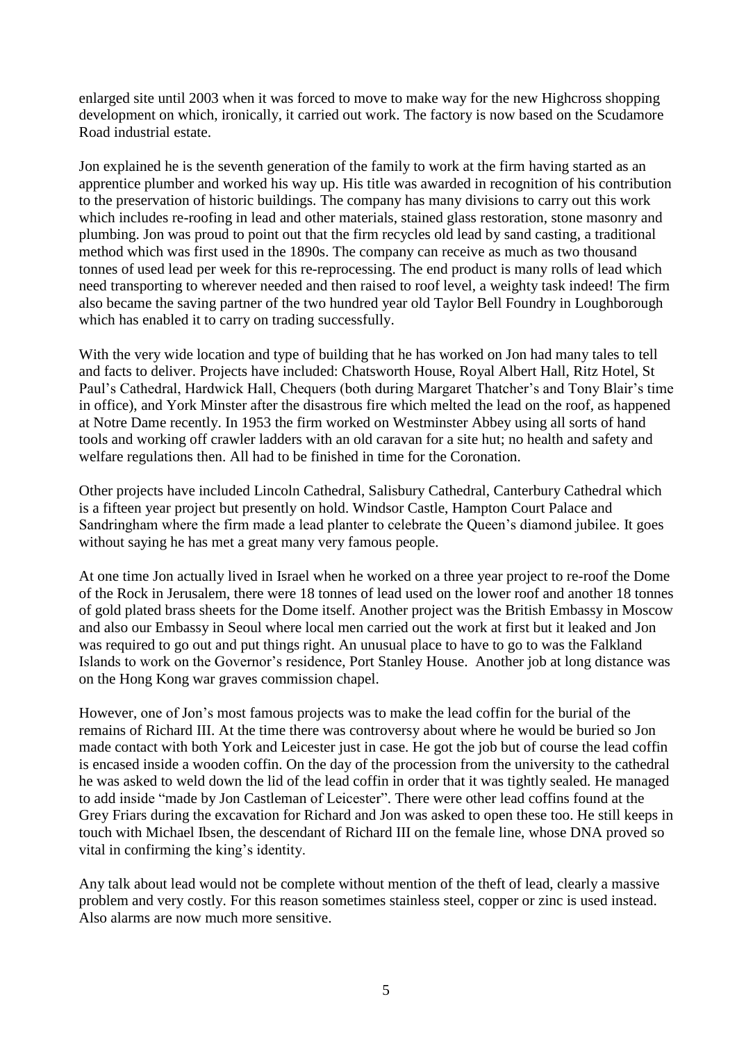enlarged site until 2003 when it was forced to move to make way for the new Highcross shopping development on which, ironically, it carried out work. The factory is now based on the Scudamore Road industrial estate.

Jon explained he is the seventh generation of the family to work at the firm having started as an apprentice plumber and worked his way up. His title was awarded in recognition of his contribution to the preservation of historic buildings. The company has many divisions to carry out this work which includes re-roofing in lead and other materials, stained glass restoration, stone masonry and plumbing. Jon was proud to point out that the firm recycles old lead by sand casting, a traditional method which was first used in the 1890s. The company can receive as much as two thousand tonnes of used lead per week for this re-reprocessing. The end product is many rolls of lead which need transporting to wherever needed and then raised to roof level, a weighty task indeed! The firm also became the saving partner of the two hundred year old Taylor Bell Foundry in Loughborough which has enabled it to carry on trading successfully.

With the very wide location and type of building that he has worked on Jon had many tales to tell and facts to deliver. Projects have included: Chatsworth House, Royal Albert Hall, Ritz Hotel, St Paul's Cathedral, Hardwick Hall, Chequers (both during Margaret Thatcher's and Tony Blair's time in office), and York Minster after the disastrous fire which melted the lead on the roof, as happened at Notre Dame recently. In 1953 the firm worked on Westminster Abbey using all sorts of hand tools and working off crawler ladders with an old caravan for a site hut; no health and safety and welfare regulations then. All had to be finished in time for the Coronation.

Other projects have included Lincoln Cathedral, Salisbury Cathedral, Canterbury Cathedral which is a fifteen year project but presently on hold. Windsor Castle, Hampton Court Palace and Sandringham where the firm made a lead planter to celebrate the Queen's diamond jubilee. It goes without saying he has met a great many very famous people.

At one time Jon actually lived in Israel when he worked on a three year project to re-roof the Dome of the Rock in Jerusalem, there were 18 tonnes of lead used on the lower roof and another 18 tonnes of gold plated brass sheets for the Dome itself. Another project was the British Embassy in Moscow and also our Embassy in Seoul where local men carried out the work at first but it leaked and Jon was required to go out and put things right. An unusual place to have to go to was the Falkland Islands to work on the Governor's residence, Port Stanley House. Another job at long distance was on the Hong Kong war graves commission chapel.

However, one of Jon's most famous projects was to make the lead coffin for the burial of the remains of Richard III. At the time there was controversy about where he would be buried so Jon made contact with both York and Leicester just in case. He got the job but of course the lead coffin is encased inside a wooden coffin. On the day of the procession from the university to the cathedral he was asked to weld down the lid of the lead coffin in order that it was tightly sealed. He managed to add inside "made by Jon Castleman of Leicester". There were other lead coffins found at the Grey Friars during the excavation for Richard and Jon was asked to open these too. He still keeps in touch with Michael Ibsen, the descendant of Richard III on the female line, whose DNA proved so vital in confirming the king's identity.

Any talk about lead would not be complete without mention of the theft of lead, clearly a massive problem and very costly. For this reason sometimes stainless steel, copper or zinc is used instead. Also alarms are now much more sensitive.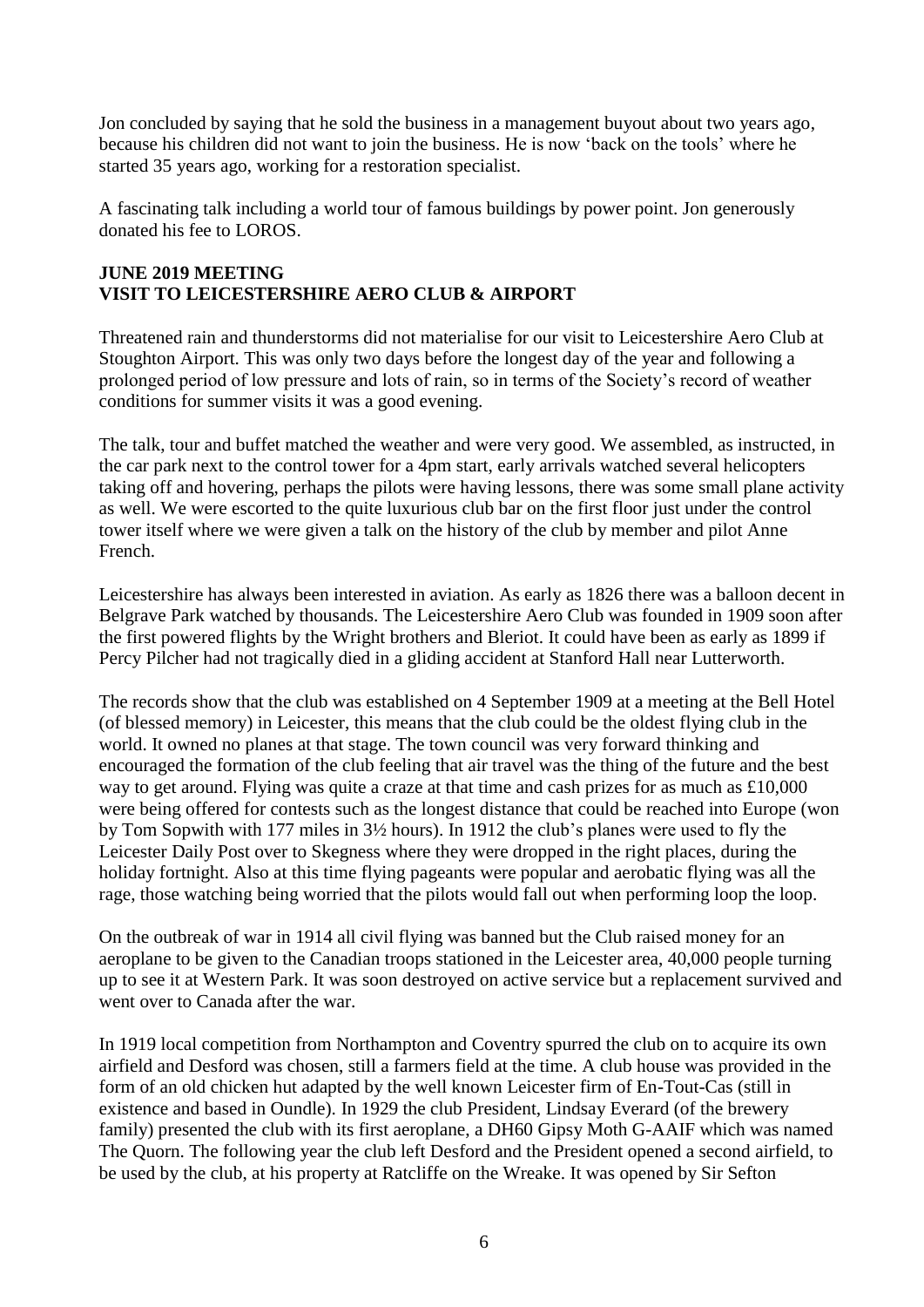Jon concluded by saying that he sold the business in a management buyout about two years ago, because his children did not want to join the business. He is now 'back on the tools' where he started 35 years ago, working for a restoration specialist.

A fascinating talk including a world tour of famous buildings by power point. Jon generously donated his fee to LOROS.

## JUNE 2019 MEETING
## VISIT TO LEICESTERSHIRE AERO CLUB & AIRPORT

Threatened rain and thunderstorms did not materialise for our visit to Leicestershire Aero Club at Stoughton Airport. This was only two days before the longest day of the year and following a prolonged period of low pressure and lots of rain, so in terms of the Society's record of weather conditions for summer visits it was a good evening.

The talk, tour and buffet matched the weather and were very good. We assembled, as instructed, in the car park next to the control tower for a 4pm start, early arrivals watched several helicopters taking off and hovering, perhaps the pilots were having lessons, there was some small plane activity as well. We were escorted to the quite luxurious club bar on the first floor just under the control tower itself where we were given a talk on the history of the club by member and pilot Anne French.

Leicestershire has always been interested in aviation. As early as 1826 there was a balloon decent in Belgrave Park watched by thousands. The Leicestershire Aero Club was founded in 1909 soon after the first powered flights by the Wright brothers and Bleriot. It could have been as early as 1899 if Percy Pilcher had not tragically died in a gliding accident at Stanford Hall near Lutterworth.

The records show that the club was established on 4 September 1909 at a meeting at the Bell Hotel (of blessed memory) in Leicester, this means that the club could be the oldest flying club in the world. It owned no planes at that stage. The town council was very forward thinking and encouraged the formation of the club feeling that air travel was the thing of the future and the best way to get around. Flying was quite a craze at that time and cash prizes for as much as £10,000 were being offered for contests such as the longest distance that could be reached into Europe (won by Tom Sopwith with 177 miles in 3½ hours). In 1912 the club's planes were used to fly the Leicester Daily Post over to Skegness where they were dropped in the right places, during the holiday fortnight. Also at this time flying pageants were popular and aerobatic flying was all the rage, those watching being worried that the pilots would fall out when performing loop the loop.

On the outbreak of war in 1914 all civil flying was banned but the Club raised money for an aeroplane to be given to the Canadian troops stationed in the Leicester area, 40,000 people turning up to see it at Western Park. It was soon destroyed on active service but a replacement survived and went over to Canada after the war.

In 1919 local competition from Northampton and Coventry spurred the club on to acquire its own airfield and Desford was chosen, still a farmers field at the time. A club house was provided in the form of an old chicken hut adapted by the well known Leicester firm of En-Tout-Cas (still in existence and based in Oundle). In 1929 the club President, Lindsay Everard (of the brewery family) presented the club with its first aeroplane, a DH60 Gipsy Moth G-AAIF which was named The Quorn. The following year the club left Desford and the President opened a second airfield, to be used by the club, at his property at Ratcliffe on the Wreake. It was opened by Sir Sefton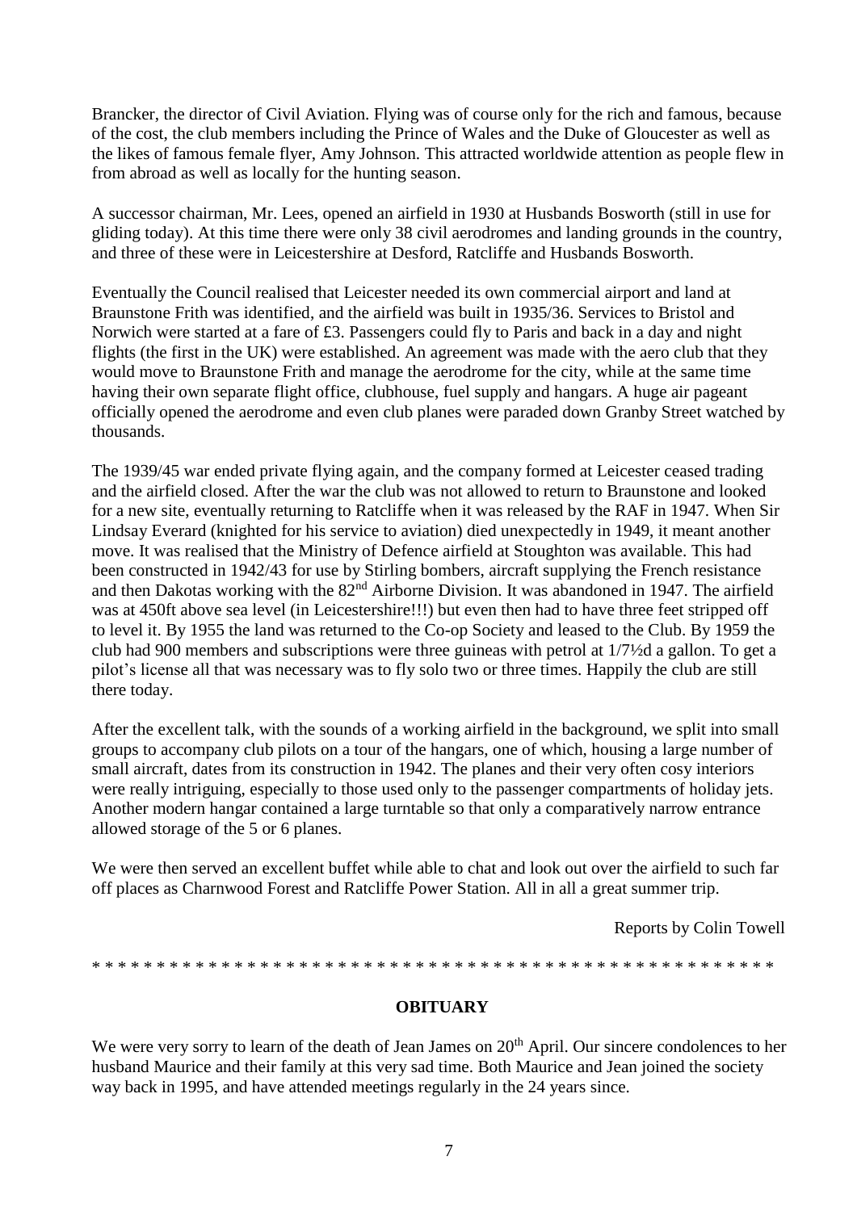Brancker, the director of Civil Aviation. Flying was of course only for the rich and famous, because of the cost, the club members including the Prince of Wales and the Duke of Gloucester as well as the likes of famous female flyer, Amy Johnson. This attracted worldwide attention as people flew in from abroad as well as locally for the hunting season.

A successor chairman, Mr. Lees, opened an airfield in 1930 at Husbands Bosworth (still in use for gliding today). At this time there were only 38 civil aerodromes and landing grounds in the country, and three of these were in Leicestershire at Desford, Ratcliffe and Husbands Bosworth.

Eventually the Council realised that Leicester needed its own commercial airport and land at Braunstone Frith was identified, and the airfield was built in 1935/36. Services to Bristol and Norwich were started at a fare of £3. Passengers could fly to Paris and back in a day and night flights (the first in the UK) were established. An agreement was made with the aero club that they would move to Braunstone Frith and manage the aerodrome for the city, while at the same time having their own separate flight office, clubhouse, fuel supply and hangars. A huge air pageant officially opened the aerodrome and even club planes were paraded down Granby Street watched by thousands.

The 1939/45 war ended private flying again, and the company formed at Leicester ceased trading and the airfield closed. After the war the club was not allowed to return to Braunstone and looked for a new site, eventually returning to Ratcliffe when it was released by the RAF in 1947. When Sir Lindsay Everard (knighted for his service to aviation) died unexpectedly in 1949, it meant another move. It was realised that the Ministry of Defence airfield at Stoughton was available. This had been constructed in 1942/43 for use by Stirling bombers, aircraft supplying the French resistance and then Dakotas working with the 82nd Airborne Division. It was abandoned in 1947. The airfield was at 450ft above sea level (in Leicestershire!!!) but even then had to have three feet stripped off to level it. By 1955 the land was returned to the Co-op Society and leased to the Club. By 1959 the club had 900 members and subscriptions were three guineas with petrol at 1/7½d a gallon. To get a pilot's license all that was necessary was to fly solo two or three times. Happily the club are still there today.

After the excellent talk, with the sounds of a working airfield in the background, we split into small groups to accompany club pilots on a tour of the hangars, one of which, housing a large number of small aircraft, dates from its construction in 1942. The planes and their very often cosy interiors were really intriguing, especially to those used only to the passenger compartments of holiday jets. Another modern hangar contained a large turntable so that only a comparatively narrow entrance allowed storage of the 5 or 6 planes.

We were then served an excellent buffet while able to chat and look out over the airfield to such far off places as Charnwood Forest and Ratcliffe Power Station. All in all a great summer trip.

Reports by Colin Towell

* * * * * * * * * * * * * * * * * * * * * * * * * * * * * * * * * * * * * * * * * * * * * * * * * * * * * *

## OBITUARY

We were very sorry to learn of the death of Jean James on 20th April. Our sincere condolences to her husband Maurice and their family at this very sad time. Both Maurice and Jean joined the society way back in 1995, and have attended meetings regularly in the 24 years since.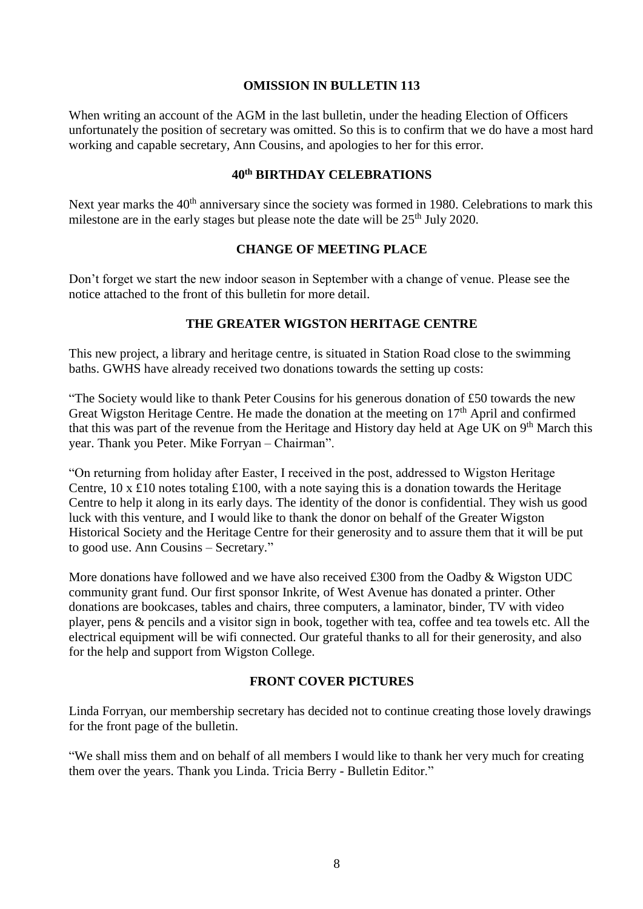## OMISSION IN BULLETIN 113

When writing an account of the AGM in the last bulletin, under the heading Election of Officers unfortunately the position of secretary was omitted. So this is to confirm that we do have a most hard working and capable secretary, Ann Cousins, and apologies to her for this error.

## 40th BIRTHDAY CELEBRATIONS

Next year marks the 40th anniversary since the society was formed in 1980. Celebrations to mark this milestone are in the early stages but please note the date will be 25th July 2020.

## CHANGE OF MEETING PLACE

Don't forget we start the new indoor season in September with a change of venue. Please see the notice attached to the front of this bulletin for more detail.

## THE GREATER WIGSTON HERITAGE CENTRE

This new project, a library and heritage centre, is situated in Station Road close to the swimming baths. GWHS have already received two donations towards the setting up costs:

"The Society would like to thank Peter Cousins for his generous donation of £50 towards the new Great Wigston Heritage Centre. He made the donation at the meeting on 17th April and confirmed that this was part of the revenue from the Heritage and History day held at Age UK on 9th March this year. Thank you Peter. Mike Forryan – Chairman".

"On returning from holiday after Easter, I received in the post, addressed to Wigston Heritage Centre, 10 x £10 notes totaling £100, with a note saying this is a donation towards the Heritage Centre to help it along in its early days. The identity of the donor is confidential. They wish us good luck with this venture, and I would like to thank the donor on behalf of the Greater Wigston Historical Society and the Heritage Centre for their generosity and to assure them that it will be put to good use. Ann Cousins – Secretary."

More donations have followed and we have also received £300 from the Oadby & Wigston UDC community grant fund. Our first sponsor Inkrite, of West Avenue has donated a printer. Other donations are bookcases, tables and chairs, three computers, a laminator, binder, TV with video player, pens & pencils and a visitor sign in book, together with tea, coffee and tea towels etc. All the electrical equipment will be wifi connected. Our grateful thanks to all for their generosity, and also for the help and support from Wigston College.

## FRONT COVER PICTURES

Linda Forryan, our membership secretary has decided not to continue creating those lovely drawings for the front page of the bulletin.

"We shall miss them and on behalf of all members I would like to thank her very much for creating them over the years. Thank you Linda. Tricia Berry - Bulletin Editor."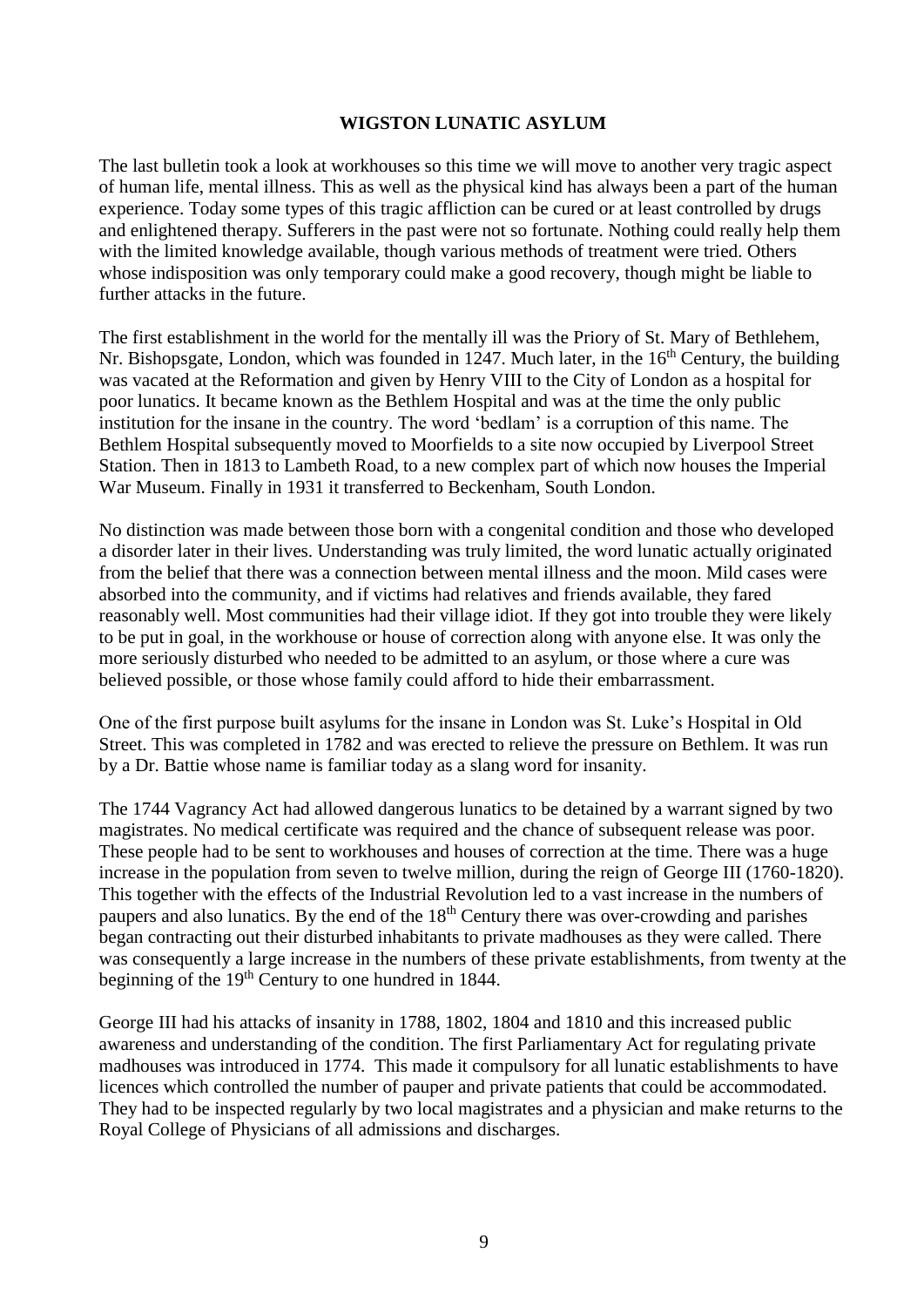## WIGSTON LUNATIC ASYLUM

The last bulletin took a look at workhouses so this time we will move to another very tragic aspect of human life, mental illness. This as well as the physical kind has always been a part of the human experience. Today some types of this tragic affliction can be cured or at least controlled by drugs and enlightened therapy. Sufferers in the past were not so fortunate. Nothing could really help them with the limited knowledge available, though various methods of treatment were tried. Others whose indisposition was only temporary could make a good recovery, though might be liable to further attacks in the future.

The first establishment in the world for the mentally ill was the Priory of St. Mary of Bethlehem, Nr. Bishopsgate, London, which was founded in 1247. Much later, in the 16th Century, the building was vacated at the Reformation and given by Henry VIII to the City of London as a hospital for poor lunatics. It became known as the Bethlem Hospital and was at the time the only public institution for the insane in the country. The word 'bedlam' is a corruption of this name. The Bethlem Hospital subsequently moved to Moorfields to a site now occupied by Liverpool Street Station. Then in 1813 to Lambeth Road, to a new complex part of which now houses the Imperial War Museum. Finally in 1931 it transferred to Beckenham, South London.

No distinction was made between those born with a congenital condition and those who developed a disorder later in their lives. Understanding was truly limited, the word lunatic actually originated from the belief that there was a connection between mental illness and the moon. Mild cases were absorbed into the community, and if victims had relatives and friends available, they fared reasonably well. Most communities had their village idiot. If they got into trouble they were likely to be put in goal, in the workhouse or house of correction along with anyone else. It was only the more seriously disturbed who needed to be admitted to an asylum, or those where a cure was believed possible, or those whose family could afford to hide their embarrassment.

One of the first purpose built asylums for the insane in London was St. Luke's Hospital in Old Street. This was completed in 1782 and was erected to relieve the pressure on Bethlem. It was run by a Dr. Battie whose name is familiar today as a slang word for insanity.

The 1744 Vagrancy Act had allowed dangerous lunatics to be detained by a warrant signed by two magistrates. No medical certificate was required and the chance of subsequent release was poor. These people had to be sent to workhouses and houses of correction at the time. There was a huge increase in the population from seven to twelve million, during the reign of George III (1760-1820). This together with the effects of the Industrial Revolution led to a vast increase in the numbers of paupers and also lunatics. By the end of the 18th Century there was over-crowding and parishes began contracting out their disturbed inhabitants to private madhouses as they were called. There was consequently a large increase in the numbers of these private establishments, from twenty at the beginning of the 19th Century to one hundred in 1844.

George III had his attacks of insanity in 1788, 1802, 1804 and 1810 and this increased public awareness and understanding of the condition. The first Parliamentary Act for regulating private madhouses was introduced in 1774. This made it compulsory for all lunatic establishments to have licences which controlled the number of pauper and private patients that could be accommodated. They had to be inspected regularly by two local magistrates and a physician and make returns to the Royal College of Physicians of all admissions and discharges.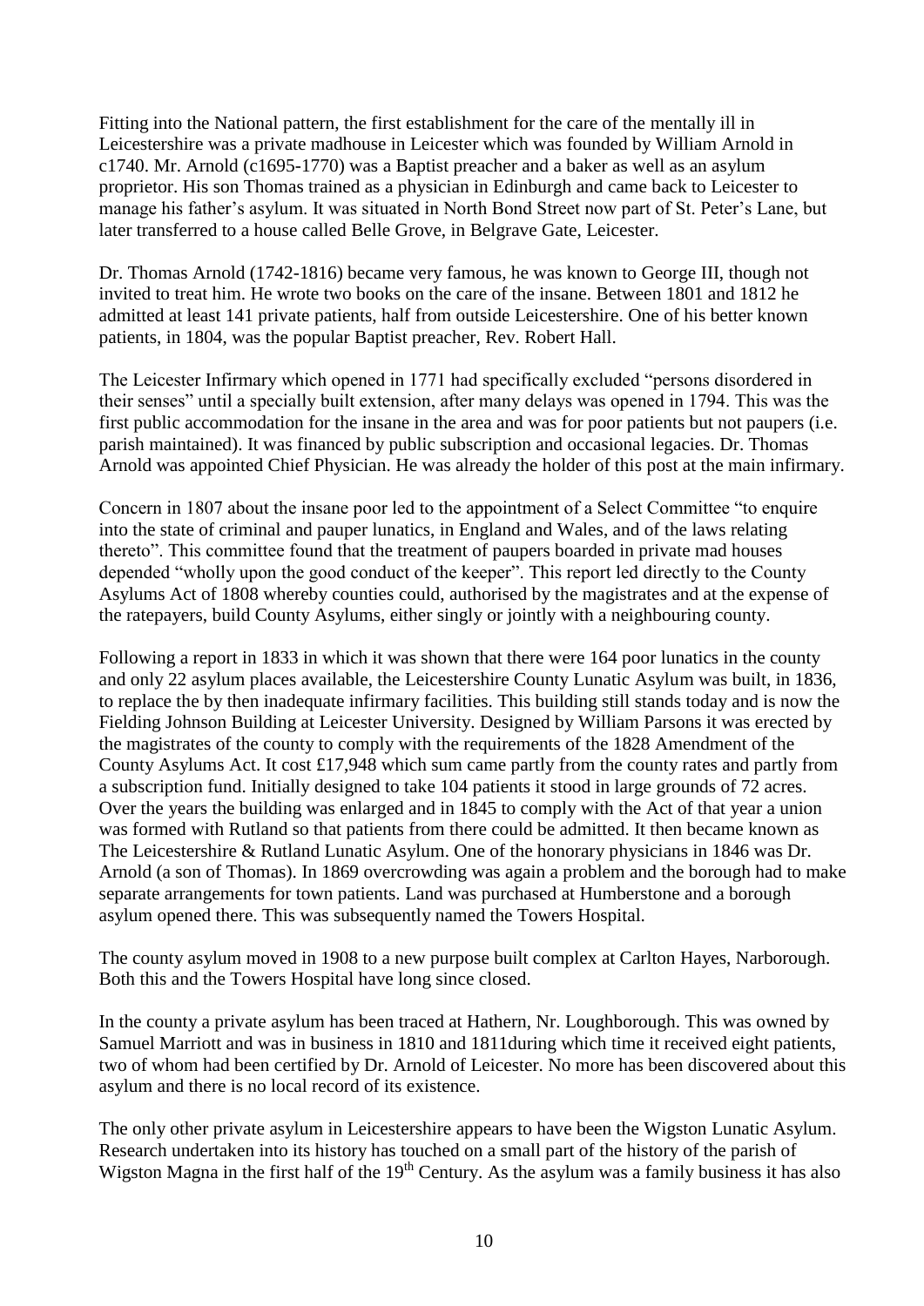Fitting into the National pattern, the first establishment for the care of the mentally ill in Leicestershire was a private madhouse in Leicester which was founded by William Arnold in c1740. Mr. Arnold (c1695-1770) was a Baptist preacher and a baker as well as an asylum proprietor. His son Thomas trained as a physician in Edinburgh and came back to Leicester to manage his father's asylum. It was situated in North Bond Street now part of St. Peter's Lane, but later transferred to a house called Belle Grove, in Belgrave Gate, Leicester.

Dr. Thomas Arnold (1742-1816) became very famous, he was known to George III, though not invited to treat him. He wrote two books on the care of the insane. Between 1801 and 1812 he admitted at least 141 private patients, half from outside Leicestershire. One of his better known patients, in 1804, was the popular Baptist preacher, Rev. Robert Hall.

The Leicester Infirmary which opened in 1771 had specifically excluded "persons disordered in their senses" until a specially built extension, after many delays was opened in 1794. This was the first public accommodation for the insane in the area and was for poor patients but not paupers (i.e. parish maintained). It was financed by public subscription and occasional legacies. Dr. Thomas Arnold was appointed Chief Physician. He was already the holder of this post at the main infirmary.

Concern in 1807 about the insane poor led to the appointment of a Select Committee "to enquire into the state of criminal and pauper lunatics, in England and Wales, and of the laws relating thereto". This committee found that the treatment of paupers boarded in private mad houses depended "wholly upon the good conduct of the keeper". This report led directly to the County Asylums Act of 1808 whereby counties could, authorised by the magistrates and at the expense of the ratepayers, build County Asylums, either singly or jointly with a neighbouring county.

Following a report in 1833 in which it was shown that there were 164 poor lunatics in the county and only 22 asylum places available, the Leicestershire County Lunatic Asylum was built, in 1836, to replace the by then inadequate infirmary facilities. This building still stands today and is now the Fielding Johnson Building at Leicester University. Designed by William Parsons it was erected by the magistrates of the county to comply with the requirements of the 1828 Amendment of the County Asylums Act. It cost £17,948 which sum came partly from the county rates and partly from a subscription fund. Initially designed to take 104 patients it stood in large grounds of 72 acres. Over the years the building was enlarged and in 1845 to comply with the Act of that year a union was formed with Rutland so that patients from there could be admitted. It then became known as The Leicestershire & Rutland Lunatic Asylum. One of the honorary physicians in 1846 was Dr. Arnold (a son of Thomas). In 1869 overcrowding was again a problem and the borough had to make separate arrangements for town patients. Land was purchased at Humberstone and a borough asylum opened there. This was subsequently named the Towers Hospital.

The county asylum moved in 1908 to a new purpose built complex at Carlton Hayes, Narborough. Both this and the Towers Hospital have long since closed.

In the county a private asylum has been traced at Hathern, Nr. Loughborough. This was owned by Samuel Marriott and was in business in 1810 and 1811during which time it received eight patients, two of whom had been certified by Dr. Arnold of Leicester. No more has been discovered about this asylum and there is no local record of its existence.

The only other private asylum in Leicestershire appears to have been the Wigston Lunatic Asylum. Research undertaken into its history has touched on a small part of the history of the parish of Wigston Magna in the first half of the 19th Century. As the asylum was a family business it has also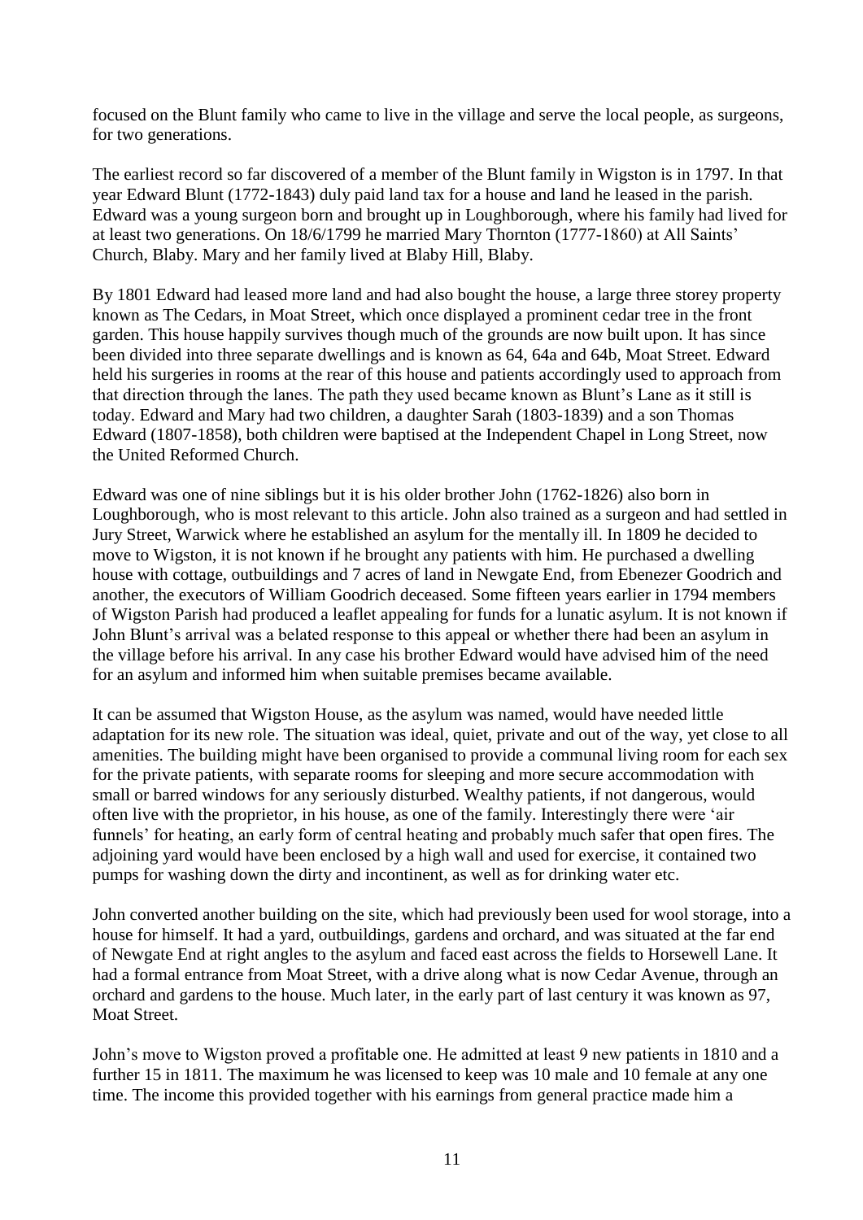focused on the Blunt family who came to live in the village and serve the local people, as surgeons, for two generations.

The earliest record so far discovered of a member of the Blunt family in Wigston is in 1797. In that year Edward Blunt (1772-1843) duly paid land tax for a house and land he leased in the parish. Edward was a young surgeon born and brought up in Loughborough, where his family had lived for at least two generations. On 18/6/1799 he married Mary Thornton (1777-1860) at All Saints' Church, Blaby. Mary and her family lived at Blaby Hill, Blaby.

By 1801 Edward had leased more land and had also bought the house, a large three storey property known as The Cedars, in Moat Street, which once displayed a prominent cedar tree in the front garden. This house happily survives though much of the grounds are now built upon. It has since been divided into three separate dwellings and is known as 64, 64a and 64b, Moat Street. Edward held his surgeries in rooms at the rear of this house and patients accordingly used to approach from that direction through the lanes. The path they used became known as Blunt's Lane as it still is today. Edward and Mary had two children, a daughter Sarah (1803-1839) and a son Thomas Edward (1807-1858), both children were baptised at the Independent Chapel in Long Street, now the United Reformed Church.

Edward was one of nine siblings but it is his older brother John (1762-1826) also born in Loughborough, who is most relevant to this article. John also trained as a surgeon and had settled in Jury Street, Warwick where he established an asylum for the mentally ill. In 1809 he decided to move to Wigston, it is not known if he brought any patients with him. He purchased a dwelling house with cottage, outbuildings and 7 acres of land in Newgate End, from Ebenezer Goodrich and another, the executors of William Goodrich deceased. Some fifteen years earlier in 1794 members of Wigston Parish had produced a leaflet appealing for funds for a lunatic asylum. It is not known if John Blunt's arrival was a belated response to this appeal or whether there had been an asylum in the village before his arrival. In any case his brother Edward would have advised him of the need for an asylum and informed him when suitable premises became available.

It can be assumed that Wigston House, as the asylum was named, would have needed little adaptation for its new role. The situation was ideal, quiet, private and out of the way, yet close to all amenities. The building might have been organised to provide a communal living room for each sex for the private patients, with separate rooms for sleeping and more secure accommodation with small or barred windows for any seriously disturbed. Wealthy patients, if not dangerous, would often live with the proprietor, in his house, as one of the family. Interestingly there were 'air funnels' for heating, an early form of central heating and probably much safer that open fires. The adjoining yard would have been enclosed by a high wall and used for exercise, it contained two pumps for washing down the dirty and incontinent, as well as for drinking water etc.

John converted another building on the site, which had previously been used for wool storage, into a house for himself. It had a yard, outbuildings, gardens and orchard, and was situated at the far end of Newgate End at right angles to the asylum and faced east across the fields to Horsewell Lane. It had a formal entrance from Moat Street, with a drive along what is now Cedar Avenue, through an orchard and gardens to the house. Much later, in the early part of last century it was known as 97, Moat Street.

John's move to Wigston proved a profitable one. He admitted at least 9 new patients in 1810 and a further 15 in 1811. The maximum he was licensed to keep was 10 male and 10 female at any one time. The income this provided together with his earnings from general practice made him a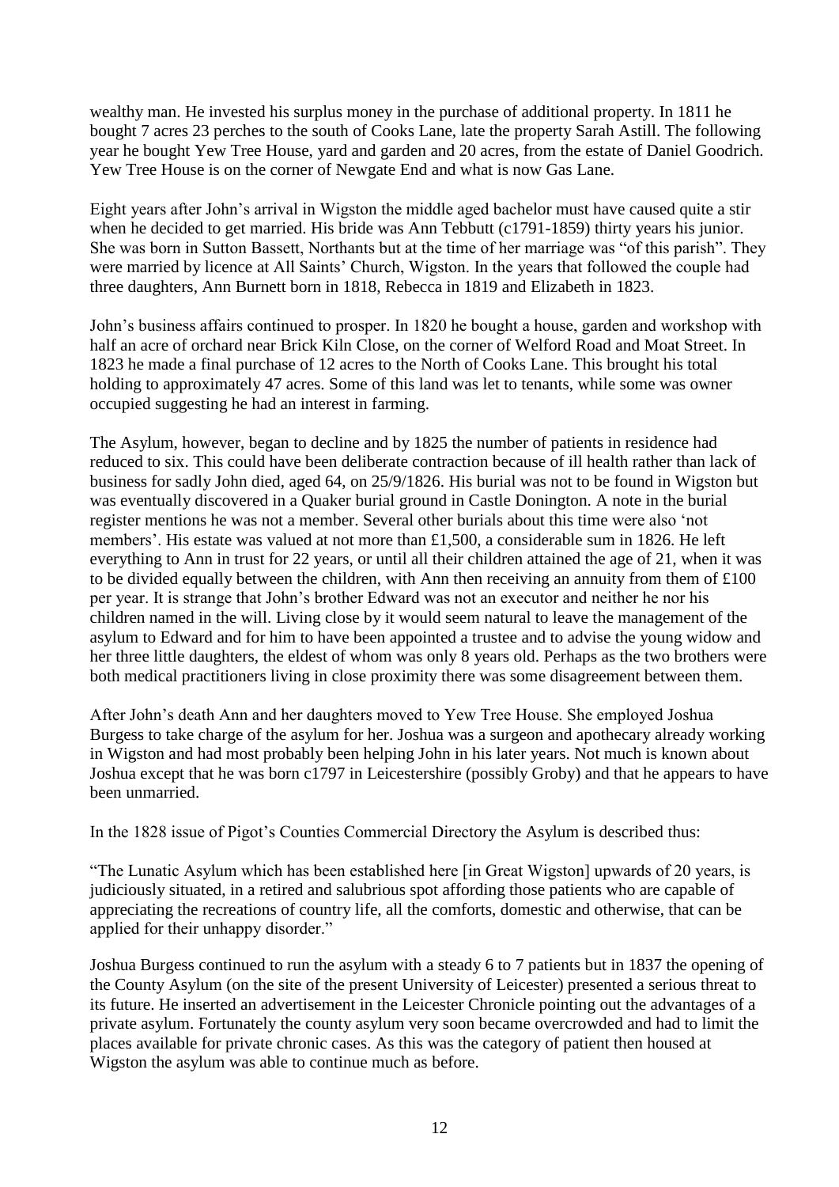wealthy man. He invested his surplus money in the purchase of additional property. In 1811 he bought 7 acres 23 perches to the south of Cooks Lane, late the property Sarah Astill. The following year he bought Yew Tree House, yard and garden and 20 acres, from the estate of Daniel Goodrich. Yew Tree House is on the corner of Newgate End and what is now Gas Lane.

Eight years after John's arrival in Wigston the middle aged bachelor must have caused quite a stir when he decided to get married. His bride was Ann Tebbutt (c1791-1859) thirty years his junior. She was born in Sutton Bassett, Northants but at the time of her marriage was "of this parish". They were married by licence at All Saints' Church, Wigston. In the years that followed the couple had three daughters, Ann Burnett born in 1818, Rebecca in 1819 and Elizabeth in 1823.

John's business affairs continued to prosper. In 1820 he bought a house, garden and workshop with half an acre of orchard near Brick Kiln Close, on the corner of Welford Road and Moat Street. In 1823 he made a final purchase of 12 acres to the North of Cooks Lane. This brought his total holding to approximately 47 acres. Some of this land was let to tenants, while some was owner occupied suggesting he had an interest in farming.

The Asylum, however, began to decline and by 1825 the number of patients in residence had reduced to six. This could have been deliberate contraction because of ill health rather than lack of business for sadly John died, aged 64, on 25/9/1826. His burial was not to be found in Wigston but was eventually discovered in a Quaker burial ground in Castle Donington. A note in the burial register mentions he was not a member. Several other burials about this time were also 'not members'. His estate was valued at not more than £1,500, a considerable sum in 1826. He left everything to Ann in trust for 22 years, or until all their children attained the age of 21, when it was to be divided equally between the children, with Ann then receiving an annuity from them of £100 per year. It is strange that John's brother Edward was not an executor and neither he nor his children named in the will. Living close by it would seem natural to leave the management of the asylum to Edward and for him to have been appointed a trustee and to advise the young widow and her three little daughters, the eldest of whom was only 8 years old. Perhaps as the two brothers were both medical practitioners living in close proximity there was some disagreement between them.

After John's death Ann and her daughters moved to Yew Tree House. She employed Joshua Burgess to take charge of the asylum for her. Joshua was a surgeon and apothecary already working in Wigston and had most probably been helping John in his later years. Not much is known about Joshua except that he was born c1797 in Leicestershire (possibly Groby) and that he appears to have been unmarried.

In the 1828 issue of Pigot's Counties Commercial Directory the Asylum is described thus:

"The Lunatic Asylum which has been established here [in Great Wigston] upwards of 20 years, is judiciously situated, in a retired and salubrious spot affording those patients who are capable of appreciating the recreations of country life, all the comforts, domestic and otherwise, that can be applied for their unhappy disorder."

Joshua Burgess continued to run the asylum with a steady 6 to 7 patients but in 1837 the opening of the County Asylum (on the site of the present University of Leicester) presented a serious threat to its future. He inserted an advertisement in the Leicester Chronicle pointing out the advantages of a private asylum. Fortunately the county asylum very soon became overcrowded and had to limit the places available for private chronic cases. As this was the category of patient then housed at Wigston the asylum was able to continue much as before.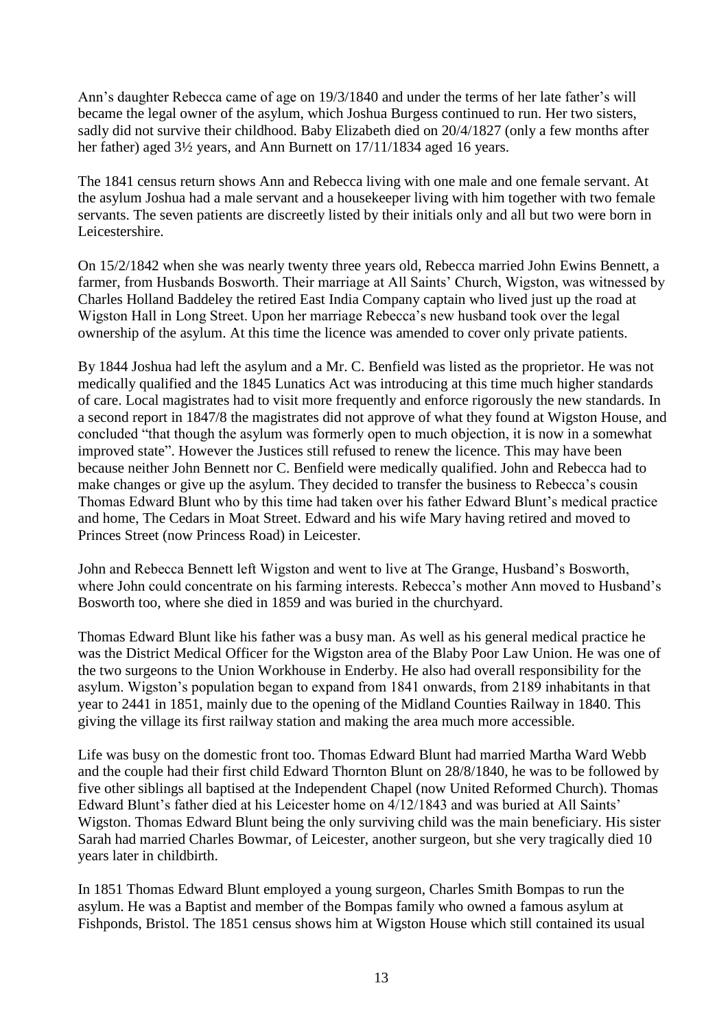Ann's daughter Rebecca came of age on 19/3/1840 and under the terms of her late father's will became the legal owner of the asylum, which Joshua Burgess continued to run. Her two sisters, sadly did not survive their childhood. Baby Elizabeth died on 20/4/1827 (only a few months after her father) aged 3½ years, and Ann Burnett on 17/11/1834 aged 16 years.

The 1841 census return shows Ann and Rebecca living with one male and one female servant. At the asylum Joshua had a male servant and a housekeeper living with him together with two female servants. The seven patients are discreetly listed by their initials only and all but two were born in Leicestershire.

On 15/2/1842 when she was nearly twenty three years old, Rebecca married John Ewins Bennett, a farmer, from Husbands Bosworth. Their marriage at All Saints' Church, Wigston, was witnessed by Charles Holland Baddeley the retired East India Company captain who lived just up the road at Wigston Hall in Long Street. Upon her marriage Rebecca's new husband took over the legal ownership of the asylum. At this time the licence was amended to cover only private patients.

By 1844 Joshua had left the asylum and a Mr. C. Benfield was listed as the proprietor. He was not medically qualified and the 1845 Lunatics Act was introducing at this time much higher standards of care. Local magistrates had to visit more frequently and enforce rigorously the new standards. In a second report in 1847/8 the magistrates did not approve of what they found at Wigston House, and concluded "that though the asylum was formerly open to much objection, it is now in a somewhat improved state". However the Justices still refused to renew the licence. This may have been because neither John Bennett nor C. Benfield were medically qualified. John and Rebecca had to make changes or give up the asylum. They decided to transfer the business to Rebecca's cousin Thomas Edward Blunt who by this time had taken over his father Edward Blunt's medical practice and home, The Cedars in Moat Street. Edward and his wife Mary having retired and moved to Princes Street (now Princess Road) in Leicester.

John and Rebecca Bennett left Wigston and went to live at The Grange, Husband's Bosworth, where John could concentrate on his farming interests. Rebecca's mother Ann moved to Husband's Bosworth too, where she died in 1859 and was buried in the churchyard.

Thomas Edward Blunt like his father was a busy man. As well as his general medical practice he was the District Medical Officer for the Wigston area of the Blaby Poor Law Union. He was one of the two surgeons to the Union Workhouse in Enderby. He also had overall responsibility for the asylum. Wigston's population began to expand from 1841 onwards, from 2189 inhabitants in that year to 2441 in 1851, mainly due to the opening of the Midland Counties Railway in 1840. This giving the village its first railway station and making the area much more accessible.

Life was busy on the domestic front too. Thomas Edward Blunt had married Martha Ward Webb and the couple had their first child Edward Thornton Blunt on 28/8/1840, he was to be followed by five other siblings all baptised at the Independent Chapel (now United Reformed Church). Thomas Edward Blunt's father died at his Leicester home on 4/12/1843 and was buried at All Saints' Wigston. Thomas Edward Blunt being the only surviving child was the main beneficiary. His sister Sarah had married Charles Bowmar, of Leicester, another surgeon, but she very tragically died 10 years later in childbirth.

In 1851 Thomas Edward Blunt employed a young surgeon, Charles Smith Bompas to run the asylum. He was a Baptist and member of the Bompas family who owned a famous asylum at Fishponds, Bristol. The 1851 census shows him at Wigston House which still contained its usual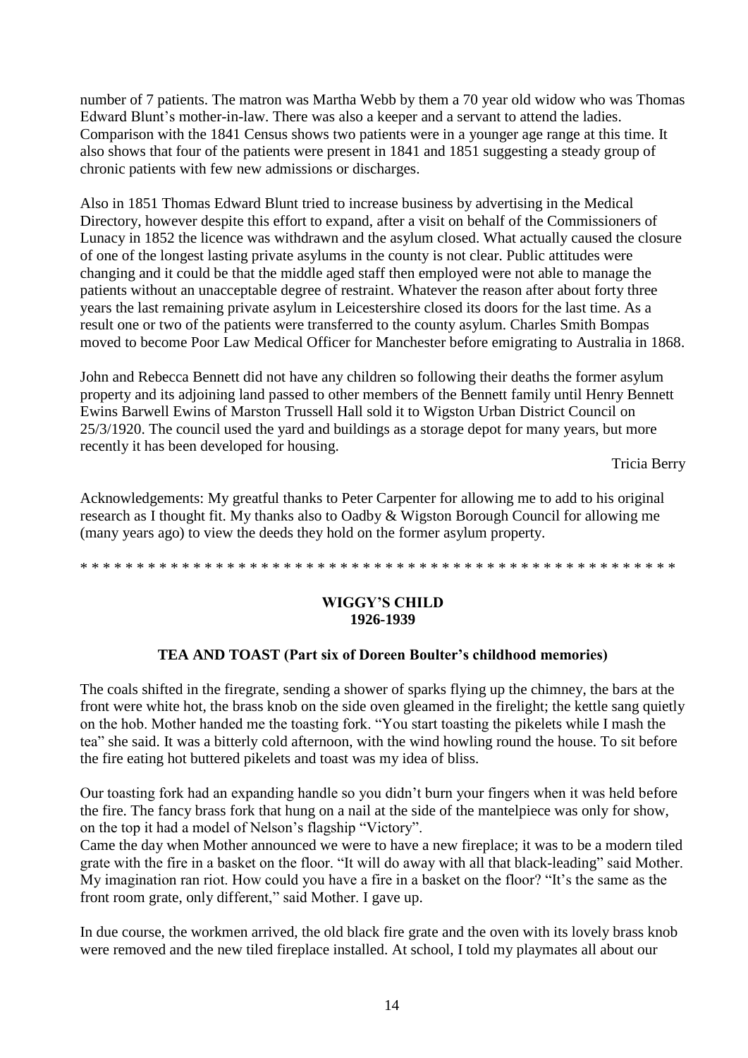number of 7 patients. The matron was Martha Webb by them a 70 year old widow who was Thomas Edward Blunt's mother-in-law. There was also a keeper and a servant to attend the ladies. Comparison with the 1841 Census shows two patients were in a younger age range at this time. It also shows that four of the patients were present in 1841 and 1851 suggesting a steady group of chronic patients with few new admissions or discharges.

Also in 1851 Thomas Edward Blunt tried to increase business by advertising in the Medical Directory, however despite this effort to expand, after a visit on behalf of the Commissioners of Lunacy in 1852 the licence was withdrawn and the asylum closed. What actually caused the closure of one of the longest lasting private asylums in the county is not clear. Public attitudes were changing and it could be that the middle aged staff then employed were not able to manage the patients without an unacceptable degree of restraint. Whatever the reason after about forty three years the last remaining private asylum in Leicestershire closed its doors for the last time. As a result one or two of the patients were transferred to the county asylum. Charles Smith Bompas moved to become Poor Law Medical Officer for Manchester before emigrating to Australia in 1868.

John and Rebecca Bennett did not have any children so following their deaths the former asylum property and its adjoining land passed to other members of the Bennett family until Henry Bennett Ewins Barwell Ewins of Marston Trussell Hall sold it to Wigston Urban District Council on 25/3/1920. The council used the yard and buildings as a storage depot for many years, but more recently it has been developed for housing.

Tricia Berry

Acknowledgements: My greatful thanks to Peter Carpenter for allowing me to add to his original research as I thought fit. My thanks also to Oadby & Wigston Borough Council for allowing me (many years ago) to view the deeds they hold on the former asylum property.

* * * * * * * * * * * * * * * * * * * * * * * * * * * * * * * * * * * * * * * * * * * * * * * * * * * * * * *

## WIGGY'S CHILD
## 1926-1939

### TEA AND TOAST (Part six of Doreen Boulter's childhood memories)

The coals shifted in the firegrate, sending a shower of sparks flying up the chimney, the bars at the front were white hot, the brass knob on the side oven gleamed in the firelight; the kettle sang quietly on the hob. Mother handed me the toasting fork. "You start toasting the pikelets while I mash the tea" she said. It was a bitterly cold afternoon, with the wind howling round the house. To sit before the fire eating hot buttered pikelets and toast was my idea of bliss.

Our toasting fork had an expanding handle so you didn't burn your fingers when it was held before the fire. The fancy brass fork that hung on a nail at the side of the mantelpiece was only for show, on the top it had a model of Nelson's flagship "Victory".
Came the day when Mother announced we were to have a new fireplace; it was to be a modern tiled grate with the fire in a basket on the floor. "It will do away with all that black-leading" said Mother. My imagination ran riot. How could you have a fire in a basket on the floor? "It's the same as the front room grate, only different," said Mother. I gave up.

In due course, the workmen arrived, the old black fire grate and the oven with its lovely brass knob were removed and the new tiled fireplace installed. At school, I told my playmates all about our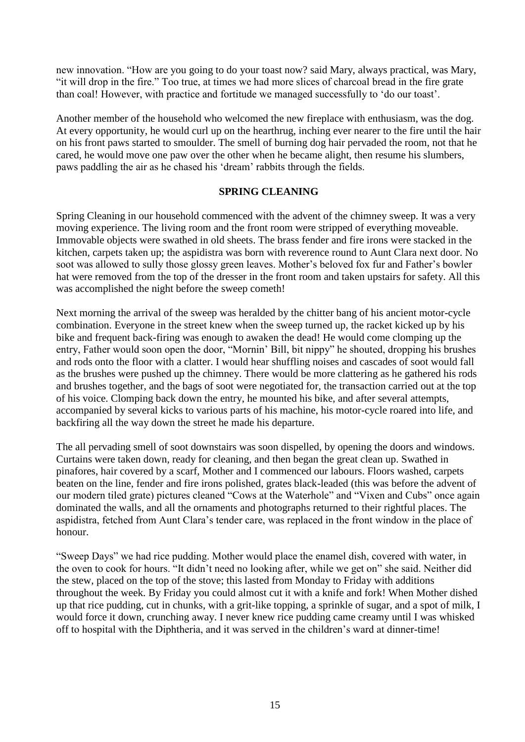new innovation. "How are you going to do your toast now? said Mary, always practical, was Mary, "it will drop in the fire." Too true, at times we had more slices of charcoal bread in the fire grate than coal! However, with practice and fortitude we managed successfully to 'do our toast'.

Another member of the household who welcomed the new fireplace with enthusiasm, was the dog. At every opportunity, he would curl up on the hearthrug, inching ever nearer to the fire until the hair on his front paws started to smoulder. The smell of burning dog hair pervaded the room, not that he cared, he would move one paw over the other when he became alight, then resume his slumbers, paws paddling the air as he chased his 'dream' rabbits through the fields.

## SPRING CLEANING

Spring Cleaning in our household commenced with the advent of the chimney sweep. It was a very moving experience. The living room and the front room were stripped of everything moveable. Immovable objects were swathed in old sheets. The brass fender and fire irons were stacked in the kitchen, carpets taken up; the aspidistra was born with reverence round to Aunt Clara next door. No soot was allowed to sully those glossy green leaves. Mother's beloved fox fur and Father's bowler hat were removed from the top of the dresser in the front room and taken upstairs for safety. All this was accomplished the night before the sweep cometh!

Next morning the arrival of the sweep was heralded by the chitter bang of his ancient motor-cycle combination. Everyone in the street knew when the sweep turned up, the racket kicked up by his bike and frequent back-firing was enough to awaken the dead! He would come clomping up the entry, Father would soon open the door, "Mornin' Bill, bit nippy" he shouted, dropping his brushes and rods onto the floor with a clatter. I would hear shuffling noises and cascades of soot would fall as the brushes were pushed up the chimney. There would be more clattering as he gathered his rods and brushes together, and the bags of soot were negotiated for, the transaction carried out at the top of his voice. Clomping back down the entry, he mounted his bike, and after several attempts, accompanied by several kicks to various parts of his machine, his motor-cycle roared into life, and backfiring all the way down the street he made his departure.

The all pervading smell of soot downstairs was soon dispelled, by opening the doors and windows. Curtains were taken down, ready for cleaning, and then began the great clean up. Swathed in pinafores, hair covered by a scarf, Mother and I commenced our labours. Floors washed, carpets beaten on the line, fender and fire irons polished, grates black-leaded (this was before the advent of our modern tiled grate) pictures cleaned "Cows at the Waterhole" and "Vixen and Cubs" once again dominated the walls, and all the ornaments and photographs returned to their rightful places. The aspidistra, fetched from Aunt Clara's tender care, was replaced in the front window in the place of honour.

"Sweep Days" we had rice pudding. Mother would place the enamel dish, covered with water, in the oven to cook for hours. "It didn't need no looking after, while we get on" she said. Neither did the stew, placed on the top of the stove; this lasted from Monday to Friday with additions throughout the week. By Friday you could almost cut it with a knife and fork! When Mother dished up that rice pudding, cut in chunks, with a grit-like topping, a sprinkle of sugar, and a spot of milk, I would force it down, crunching away. I never knew rice pudding came creamy until I was whisked off to hospital with the Diphtheria, and it was served in the children's ward at dinner-time!